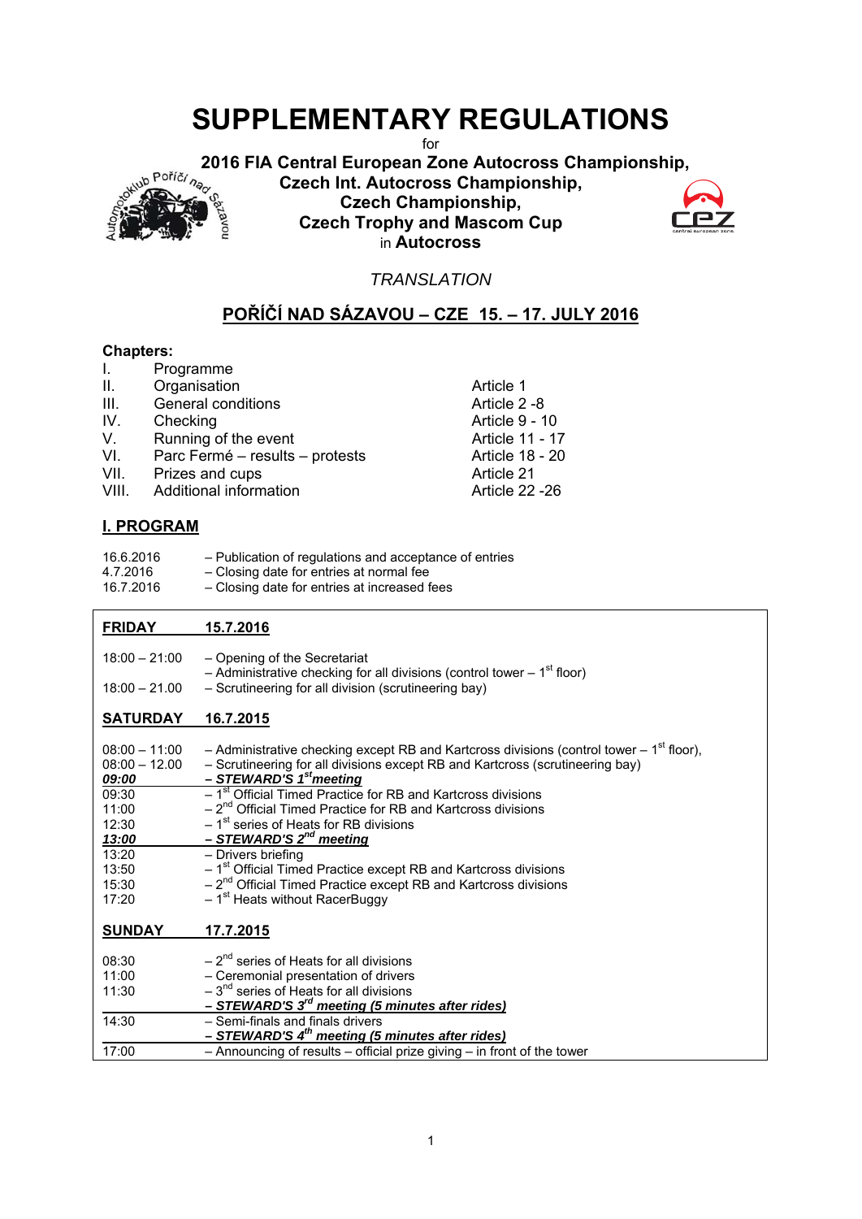# SUPPLEMENTARY REGULATIONS

for

**2016 FIA Central European Zone Autocross Championship,**
**Czech Int. Autocross Championship,**
**Czech Championship,**
**Czech Trophy and Mascom Cup**
in **Autocross**

*TRANSLATION*

## POŘÍČÍ NAD SÁZAVOU – CZE 15. – 17. JULY 2016

**Chapters:**

| | | |
|---|---|---|
| I. | Programme | |
| II. | Organisation | Article 1 |
| III. | General conditions | Article 2 -8 |
| IV. | Checking | Article 9 - 10 |
| V. | Running of the event | Article 11 - 17 |
| VI. | Parc Fermé – results – protests | Article 18 - 20 |
| VII. | Prizes and cups | Article 21 |
| VIII. | Additional information | Article 22 -26 |

## I. PROGRAM

| | |
|---|---|
| 16.6.2016 | – Publication of regulations and acceptance of entries |
| 4.7.2016 | – Closing date for entries at normal fee |
| 16.7.2016 | – Closing date for entries at increased fees |

**FRIDAY 15.7.2016**

| | |
|---|---|
| 18:00 – 21:00 | – Opening of the Secretariat<br>– Administrative checking for all divisions (control tower – 1st floor) |
| 18:00 – 21.00 | – Scrutineering for all division (scrutineering bay) |

**SATURDAY 16.7.2015**

| | |
|---|---|
| 08:00 – 11:00 | – Administrative checking except RB and Kartcross divisions (control tower – 1st floor), |
| 08:00 – 12.00 | – Scrutineering for all divisions except RB and Kartcross (scrutineering bay) |
| ***09:00*** | ***– STEWARD'S 1st meeting*** |
| 09:30 | – 1st Official Timed Practice for RB and Kartcross divisions |
| 11:00 | – 2nd Official Timed Practice for RB and Kartcross divisions |
| 12:30 | – 1st series of Heats for RB divisions |
| ***13:00*** | ***– STEWARD'S 2nd meeting*** |
| 13:20 | – Drivers briefing |
| 13:50 | – 1st Official Timed Practice except RB and Kartcross divisions |
| 15:30 | – 2nd Official Timed Practice except RB and Kartcross divisions |
| 17:20 | – 1st Heats without RacerBuggy |

**SUNDAY 17.7.2015**

| | |
|---|---|
| 08:30 | – 2nd series of Heats for all divisions |
| 11:00 | – Ceremonial presentation of drivers |
| 11:30 | – 3rd series of Heats for all divisions |
| | ***– STEWARD'S 3rd meeting (5 minutes after rides)*** |
| 14:30 | – Semi-finals and finals drivers |
| | ***– STEWARD'S 4th meeting (5 minutes after rides)*** |
| 17:00 | – Announcing of results – official prize giving – in front of the tower |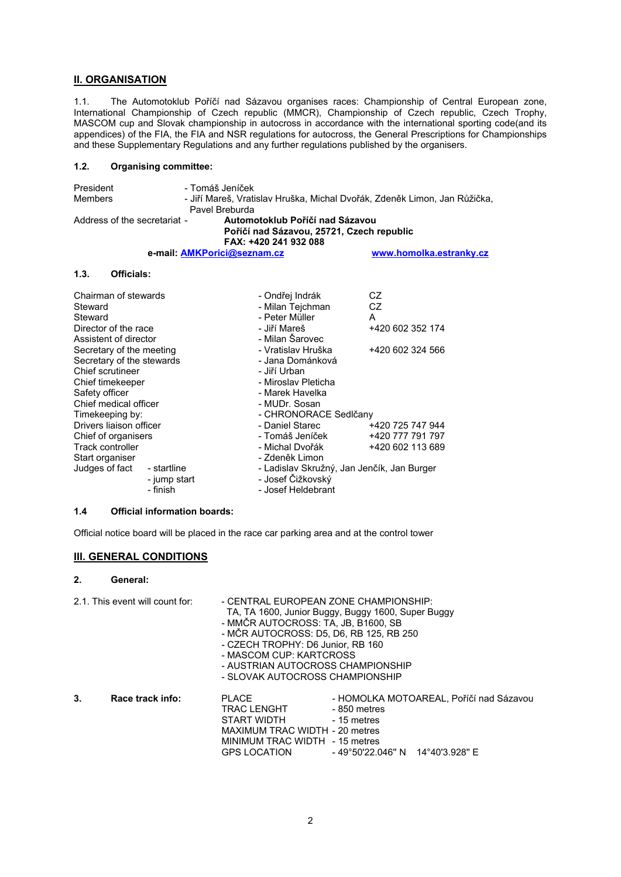## II. ORGANISATION

1.1. The Automotoklub Poříčí nad Sázavou organises races: Championship of Central European zone, International Championship of Czech republic (MMCR), Championship of Czech republic, Czech Trophy, MASCOM cup and Slovak championship in autocross in accordance with the international sporting code(and its appendices) of the FIA, the FIA and NSR regulations for autocross, the General Prescriptions for Championships and these Supplementary Regulations and any further regulations published by the organisers.

### 1.2. Organising committee:

| | |
|---|---|
| President | - Tomáš Jeníček |
| Members | - Jiří Mareš, Vratislav Hruška, Michal Dvořák, Zdeněk Limon, Jan Růžička, Pavel Breburda |
| Address of the secretariat - | **Automotoklub Poříčí nad Sázavou**<br>**Poříčí nad Sázavou, 25721, Czech republic**<br>**FAX: +420 241 932 088** |

**e-mail: AMKPorici@seznam.cz** **www.homolka.estranky.cz**

### 1.3. Officials:

| | | |
|---|---|---|
| Chairman of stewards | - Ondřej Indrák | CZ |
| Steward | - Milan Tejchman | CZ |
| Steward | - Peter Müller | A |
| Director of the race | - Jiří Mareš | +420 602 352 174 |
| Assistent of director | - Milan Šarovec | |
| Secretary of the meeting | - Vratislav Hruška | +420 602 324 566 |
| Secretary of the stewards | - Jana Dománková | |
| Chief scrutineer | - Jiří Urban | |
| Chief timekeeper | - Miroslav Pleticha | |
| Safety officer | - Marek Havelka | |
| Chief medical officer | - MUDr. Sosan | |
| Timekeeping by: | - CHRONORACE Sedlčany | |
| Drivers liaison officer | - Daniel Starec | +420 725 747 944 |
| Chief of organisers | - Tomáš Jeníček | +420 777 791 797 |
| Track controller | - Michal Dvořák | +420 602 113 689 |
| Start organiser | - Zdeněk Limon | |
| Judges of fact - startline | - Ladislav Skružný, Jan Jenčík, Jan Burger | |
| - jump start | - Josef Čižkovský | |
| - finish | - Josef Heldebrant | |

### 1.4 Official information boards:

Official notice board will be placed in the race car parking area and at the control tower

## III. GENERAL CONDITIONS

### 2. General:

2.1. This event will count for:

- CENTRAL EUROPEAN ZONE CHAMPIONSHIP: TA, TA 1600, Junior Buggy, Buggy 1600, Super Buggy
- MMČR AUTOCROSS: TA, JB, B1600, SB
- MČR AUTOCROSS: D5, D6, RB 125, RB 250
- CZECH TROPHY: D6 Junior, RB 160
- MASCOM CUP: KARTCROSS
- AUSTRIAN AUTOCROSS CHAMPIONSHIP
- SLOVAK AUTOCROSS CHAMPIONSHIP

### 3. Race track info:

| | |
|---|---|
| PLACE | - HOMOLKA MOTOAREAL, Poříčí nad Sázavou |
| TRAC LENGHT | - 850 metres |
| START WIDTH | - 15 metres |
| MAXIMUM TRAC WIDTH | - 20 metres |
| MINIMUM TRAC WIDTH | - 15 metres |
| GPS LOCATION | - 49°50'22.046" N 14°40'3.928" E |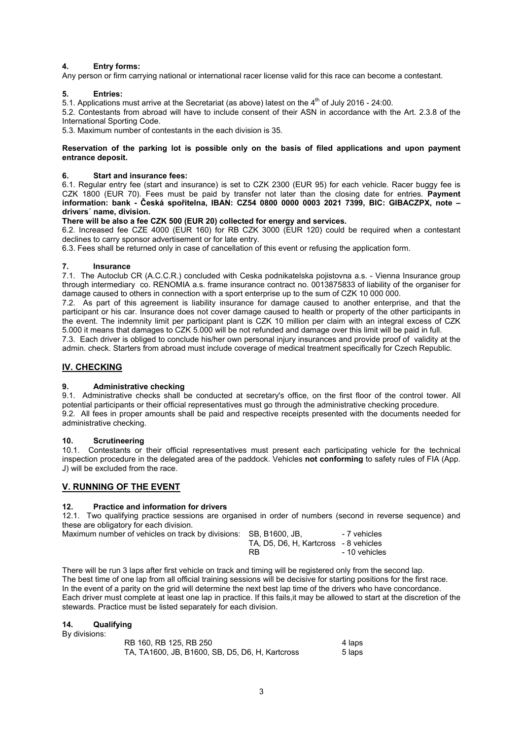### 4. Entry forms:

Any person or firm carrying national or international racer license valid for this race can become a contestant.

### 5. Entries:

5.1. Applications must arrive at the Secretariat (as above) latest on the 4th of July 2016 - 24:00.

5.2. Contestants from abroad will have to include consent of their ASN in accordance with the Art. 2.3.8 of the International Sporting Code.

5.3. Maximum number of contestants in the each division is 35.

**Reservation of the parking lot is possible only on the basis of filed applications and upon payment entrance deposit.**

### 6. Start and insurance fees:

6.1. Regular entry fee (start and insurance) is set to CZK 2300 (EUR 95) for each vehicle. Racer buggy fee is CZK 1800 (EUR 70). Fees must be paid by transfer not later than the closing date for entries. **Payment information: bank - Česká spořitelna, IBAN: CZ54 0800 0000 0003 2021 7399, BIC: GIBACZPX, note – drivers´ name, division.**

**There will be also a fee CZK 500 (EUR 20) collected for energy and services.**

6.2. Increased fee CZE 4000 (EUR 160) for RB CZK 3000 (EUR 120) could be required when a contestant declines to carry sponsor advertisement or for late entry.

6.3. Fees shall be returned only in case of cancellation of this event or refusing the application form.

### 7. Insurance

7.1. The Autoclub CR (A.C.C.R.) concluded with Ceska podnikatelska pojistovna a.s. - Vienna Insurance group through intermediary co. RENOMIA a.s. frame insurance contract no. 0013875833 of liability of the organiser for damage caused to others in connection with a sport enterprise up to the sum of CZK 10 000 000.

7.2. As part of this agreement is liability insurance for damage caused to another enterprise, and that the participant or his car. Insurance does not cover damage caused to health or property of the other participants in the event. The indemnity limit per participant plant is CZK 10 million per claim with an integral excess of CZK 5.000 it means that damages to CZK 5.000 will be not refunded and damage over this limit will be paid in full.

7.3. Each driver is obliged to conclude his/her own personal injury insurances and provide proof of validity at the admin. check. Starters from abroad must include coverage of medical treatment specifically for Czech Republic.

## IV. CHECKING

### 9. Administrative checking

9.1. Administrative checks shall be conducted at secretary's office, on the first floor of the control tower. All potential participants or their official representatives must go through the administrative checking procedure.

9.2. All fees in proper amounts shall be paid and respective receipts presented with the documents needed for administrative checking.

### 10. Scrutineering

10.1. Contestants or their official representatives must present each participating vehicle for the technical inspection procedure in the delegated area of the paddock. Vehicles **not conforming** to safety rules of FIA (App. J) will be excluded from the race.

## V. RUNNING OF THE EVENT

### 12. Practice and information for drivers

12.1. Two qualifying practice sessions are organised in order of numbers (second in reverse sequence) and these are obligatory for each division.

| Maximum number of vehicles on track by divisions: | SB, B1600, JB, | - 7 vehicles |
|---|---|---|
| | TA, D5, D6, H, Kartcross | - 8 vehicles |
| | RB | - 10 vehicles |

There will be run 3 laps after first vehicle on track and timing will be registered only from the second lap.
The best time of one lap from all official training sessions will be decisive for starting positions for the first race.
In the event of a parity on the grid will determine the next best lap time of the drivers who have concordance.
Each driver must complete at least one lap in practice. If this fails,it may be allowed to start at the discretion of the stewards. Practice must be listed separately for each division.

### 14. Qualifying

By divisions:

| Divisions | Laps |
|---|---|
| RB 160, RB 125, RB 250 | 4 laps |
| TA, TA1600, JB, B1600, SB, D5, D6, H, Kartcross | 5 laps |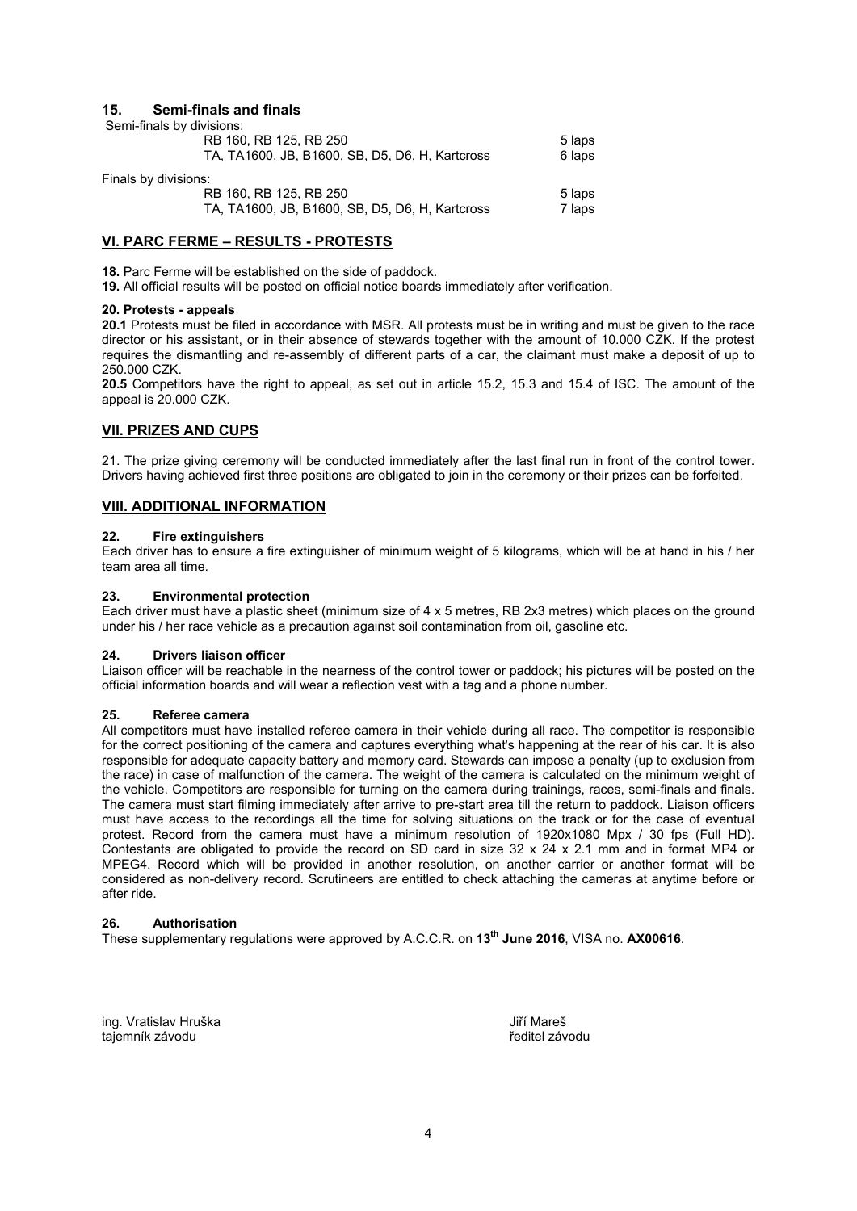## 15. Semi-finals and finals

Semi-finals by divisions:

| | |
|---|---|
| RB 160, RB 125, RB 250 | 5 laps |
| TA, TA1600, JB, B1600, SB, D5, D6, H, Kartcross | 6 laps |

Finals by divisions:

| | |
|---|---|
| RB 160, RB 125, RB 250 | 5 laps |
| TA, TA1600, JB, B1600, SB, D5, D6, H, Kartcross | 7 laps |

## VI. PARC FERME – RESULTS - PROTESTS

**18.** Parc Ferme will be established on the side of paddock.

**19.** All official results will be posted on official notice boards immediately after verification.

**20. Protests - appeals**

**20.1** Protests must be filed in accordance with MSR. All protests must be in writing and must be given to the race director or his assistant, or in their absence of stewards together with the amount of 10.000 CZK. If the protest requires the dismantling and re-assembly of different parts of a car, the claimant must make a deposit of up to 250.000 CZK.

**20.5** Competitors have the right to appeal, as set out in article 15.2, 15.3 and 15.4 of ISC. The amount of the appeal is 20.000 CZK.

## VII. PRIZES AND CUPS

21. The prize giving ceremony will be conducted immediately after the last final run in front of the control tower. Drivers having achieved first three positions are obligated to join in the ceremony or their prizes can be forfeited.

## VIII. ADDITIONAL INFORMATION

### 22. Fire extinguishers

Each driver has to ensure a fire extinguisher of minimum weight of 5 kilograms, which will be at hand in his / her team area all time.

### 23. Environmental protection

Each driver must have a plastic sheet (minimum size of 4 x 5 metres, RB 2x3 metres) which places on the ground under his / her race vehicle as a precaution against soil contamination from oil, gasoline etc.

### 24. Drivers liaison officer

Liaison officer will be reachable in the nearness of the control tower or paddock; his pictures will be posted on the official information boards and will wear a reflection vest with a tag and a phone number.

### 25. Referee camera

All competitors must have installed referee camera in their vehicle during all race. The competitor is responsible for the correct positioning of the camera and captures everything what's happening at the rear of his car. It is also responsible for adequate capacity battery and memory card. Stewards can impose a penalty (up to exclusion from the race) in case of malfunction of the camera. The weight of the camera is calculated on the minimum weight of the vehicle. Competitors are responsible for turning on the camera during trainings, races, semi-finals and finals. The camera must start filming immediately after arrive to pre-start area till the return to paddock. Liaison officers must have access to the recordings all the time for solving situations on the track or for the case of eventual protest. Record from the camera must have a minimum resolution of 1920x1080 Mpx / 30 fps (Full HD). Contestants are obligated to provide the record on SD card in size 32 x 24 x 2.1 mm and in format MP4 or MPEG4. Record which will be provided in another resolution, on another carrier or another format will be considered as non-delivery record. Scrutineers are entitled to check attaching the cameras at anytime before or after ride.

### 26. Authorisation

These supplementary regulations were approved by A.C.C.R. on **13th June 2016**, VISA no. **AX00616**.

ing. Vratislav Hruška
tajemník závodu

Jiří Mareš
ředitel závodu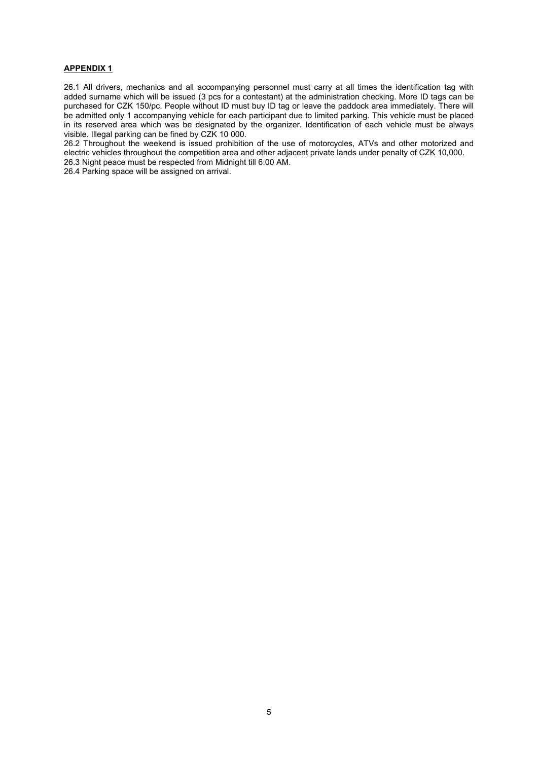**APPENDIX 1**

26.1 All drivers, mechanics and all accompanying personnel must carry at all times the identification tag with added surname which will be issued (3 pcs for a contestant) at the administration checking. More ID tags can be purchased for CZK 150/pc. People without ID must buy ID tag or leave the paddock area immediately. There will be admitted only 1 accompanying vehicle for each participant due to limited parking. This vehicle must be placed in its reserved area which was be designated by the organizer. Identification of each vehicle must be always visible. Illegal parking can be fined by CZK 10 000.

26.2 Throughout the weekend is issued prohibition of the use of motorcycles, ATVs and other motorized and electric vehicles throughout the competition area and other adjacent private lands under penalty of CZK 10,000.

26.3 Night peace must be respected from Midnight till 6:00 AM.

26.4 Parking space will be assigned on arrival.